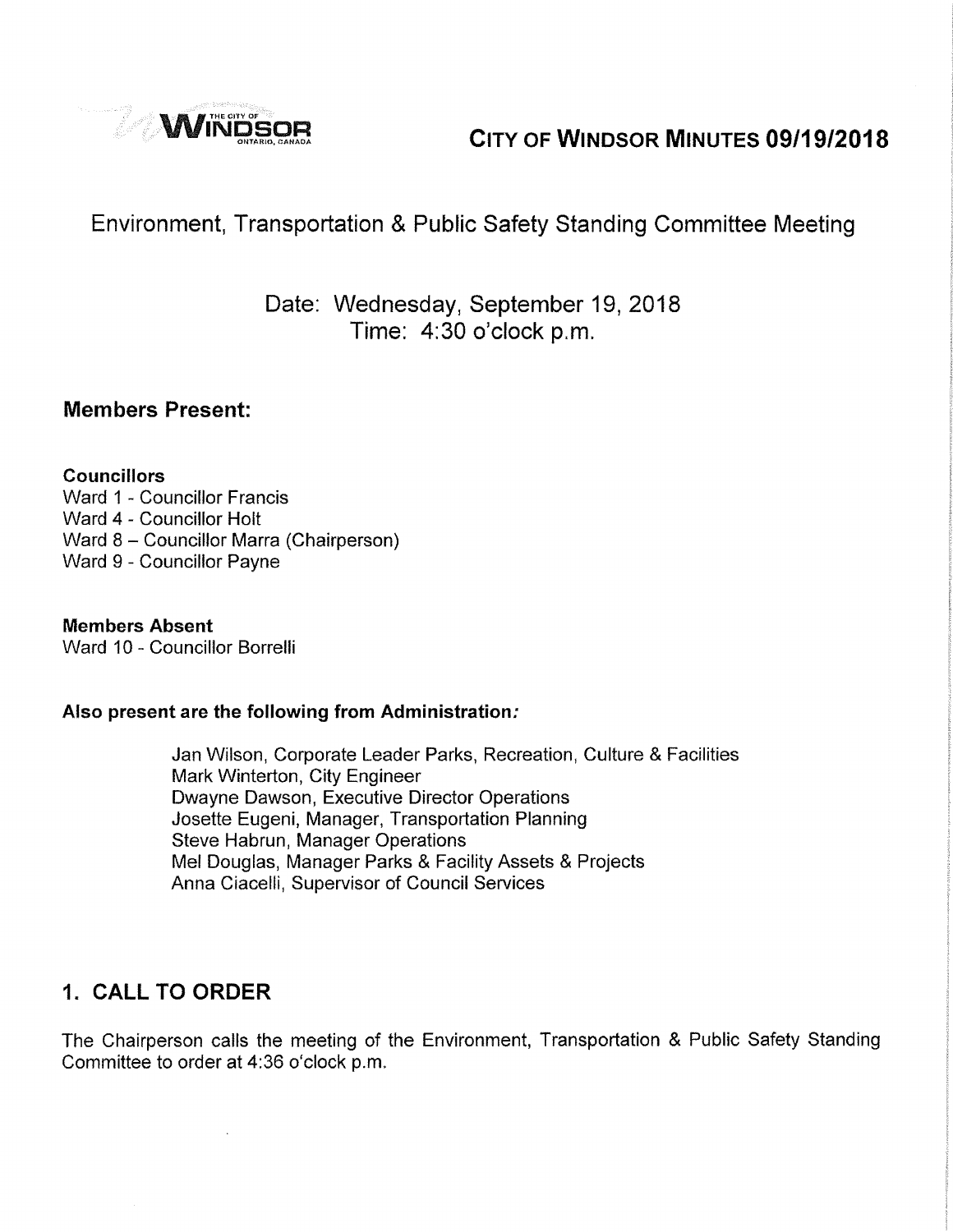# CITY OF WINDSOR MINUTES 09/19/2018

## Environment, Transportation & Public Safety Standing Committee Meeting

Date: Wednesday, September 19, 2018
Time: 4:30 o'clock p.m.

### Members Present:

**Councillors**
Ward 1 - Councillor Francis
Ward 4 - Councillor Holt
Ward 8 – Councillor Marra (Chairperson)
Ward 9 - Councillor Payne

**Members Absent**
Ward 10 - Councillor Borrelli

**Also present are the following from Administration:**

Jan Wilson, Corporate Leader Parks, Recreation, Culture & Facilities
Mark Winterton, City Engineer
Dwayne Dawson, Executive Director Operations
Josette Eugeni, Manager, Transportation Planning
Steve Habrun, Manager Operations
Mel Douglas, Manager Parks & Facility Assets & Projects
Anna Ciacelli, Supervisor of Council Services

## 1. CALL TO ORDER

The Chairperson calls the meeting of the Environment, Transportation & Public Safety Standing Committee to order at 4:36 o'clock p.m.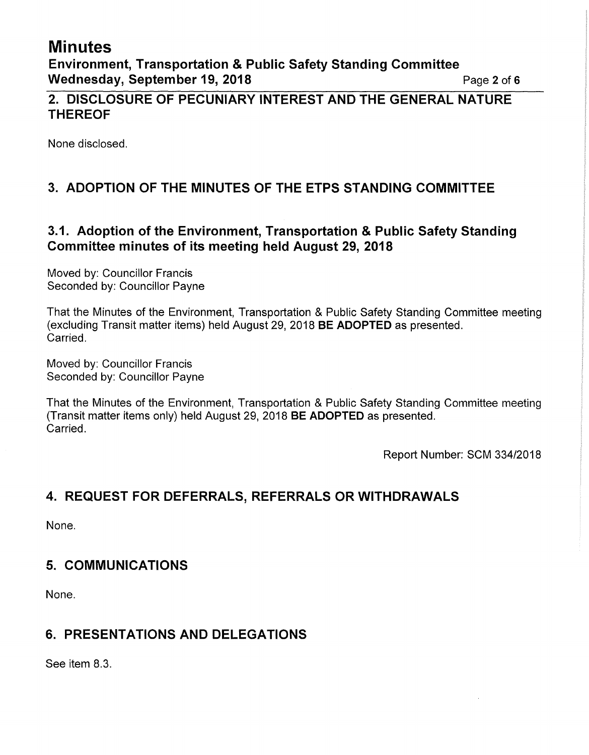## 2. DISCLOSURE OF PECUNIARY INTEREST AND THE GENERAL NATURE THEREOF

None disclosed.

## 3. ADOPTION OF THE MINUTES OF THE ETPS STANDING COMMITTEE

### 3.1. Adoption of the Environment, Transportation & Public Safety Standing Committee minutes of its meeting held August 29, 2018

Moved by: Councillor Francis
Seconded by: Councillor Payne

That the Minutes of the Environment, Transportation & Public Safety Standing Committee meeting (excluding Transit matter items) held August 29, 2018 **BE ADOPTED** as presented.
Carried.

Moved by: Councillor Francis
Seconded by: Councillor Payne

That the Minutes of the Environment, Transportation & Public Safety Standing Committee meeting (Transit matter items only) held August 29, 2018 **BE ADOPTED** as presented.
Carried.

Report Number: SCM 334/2018

## 4. REQUEST FOR DEFERRALS, REFERRALS OR WITHDRAWALS

None.

## 5. COMMUNICATIONS

None.

## 6. PRESENTATIONS AND DELEGATIONS

See item 8.3.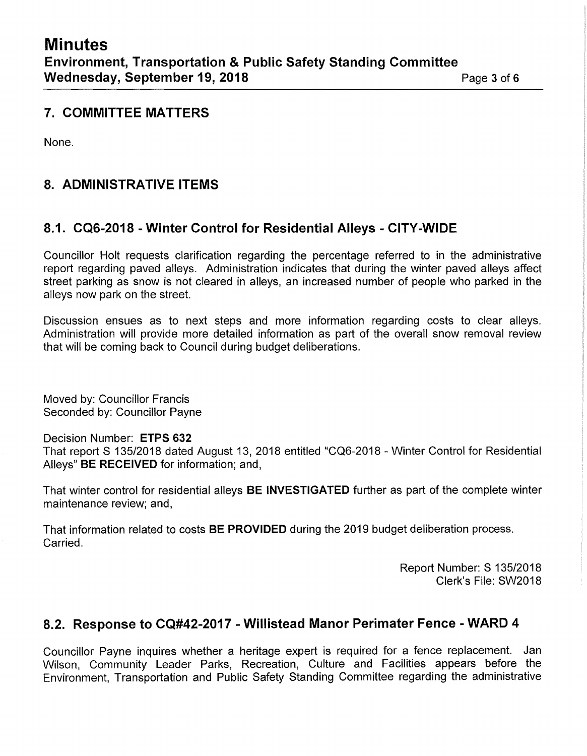## 7. COMMITTEE MATTERS

None.

## 8. ADMINISTRATIVE ITEMS

### 8.1. CQ6-2018 - Winter Control for Residential Alleys - CITY-WIDE

Councillor Holt requests clarification regarding the percentage referred to in the administrative report regarding paved alleys. Administration indicates that during the winter paved alleys affect street parking as snow is not cleared in alleys, an increased number of people who parked in the alleys now park on the street.

Discussion ensues as to next steps and more information regarding costs to clear alleys. Administration will provide more detailed information as part of the overall snow removal review that will be coming back to Council during budget deliberations.

Moved by: Councillor Francis
Seconded by: Councillor Payne

Decision Number: **ETPS 632**
That report S 135/2018 dated August 13, 2018 entitled "CQ6-2018 - Winter Control for Residential Alleys" **BE RECEIVED** for information; and,

That winter control for residential alleys **BE INVESTIGATED** further as part of the complete winter maintenance review; and,

That information related to costs **BE PROVIDED** during the 2019 budget deliberation process.
Carried.

Report Number: S 135/2018
Clerk's File: SW2018

### 8.2. Response to CQ#42-2017 - Willistead Manor Perimater Fence - WARD 4

Councillor Payne inquires whether a heritage expert is required for a fence replacement. Jan Wilson, Community Leader Parks, Recreation, Culture and Facilities appears before the Environment, Transportation and Public Safety Standing Committee regarding the administrative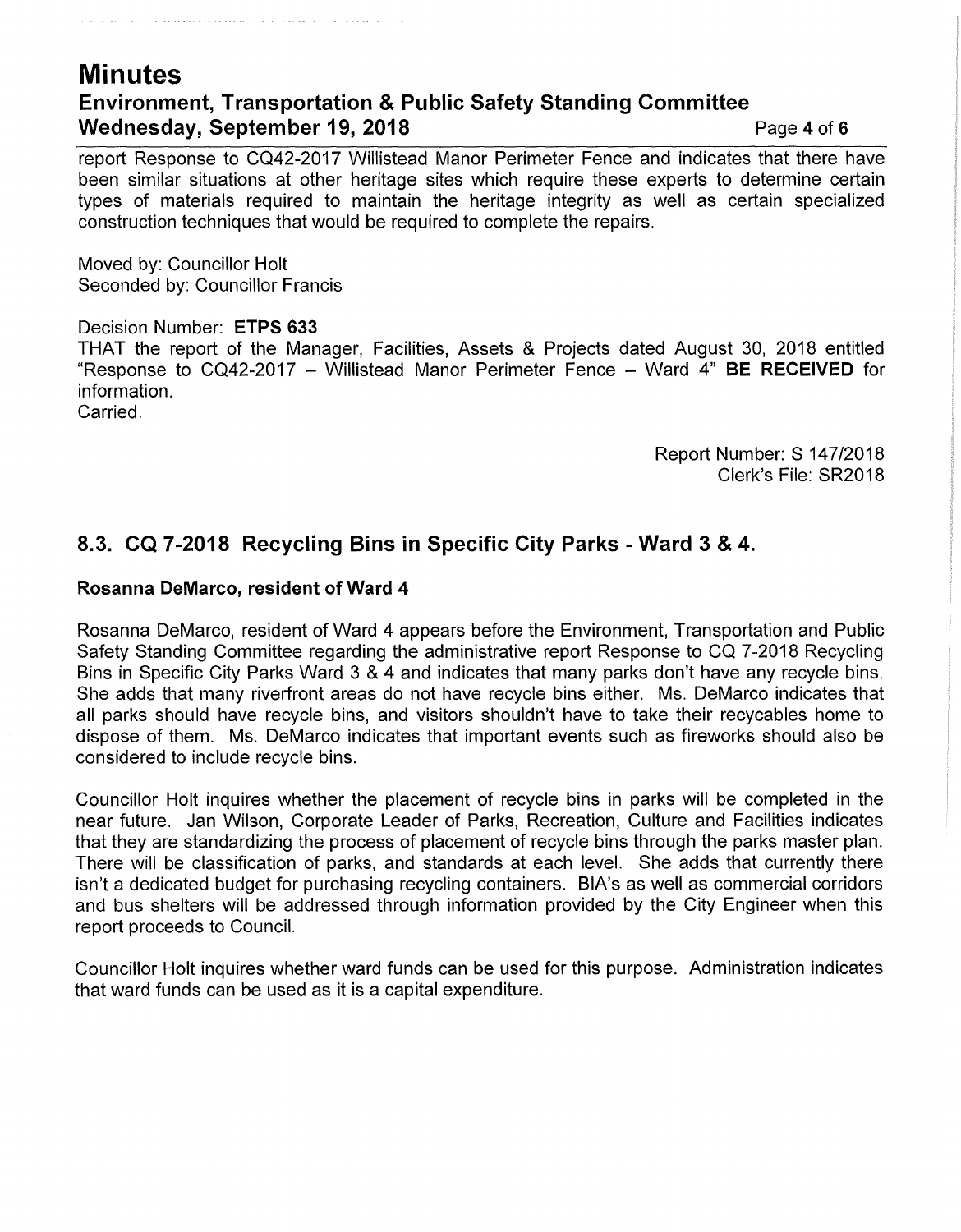report Response to CQ42-2017 Willistead Manor Perimeter Fence and indicates that there have been similar situations at other heritage sites which require these experts to determine certain types of materials required to maintain the heritage integrity as well as certain specialized construction techniques that would be required to complete the repairs.

Moved by: Councillor Holt
Seconded by: Councillor Francis

Decision Number: **ETPS 633**
THAT the report of the Manager, Facilities, Assets & Projects dated August 30, 2018 entitled "Response to CQ42-2017 – Willistead Manor Perimeter Fence – Ward 4" **BE RECEIVED** for information.
Carried.

Report Number: S 147/2018
Clerk's File: SR2018

## 8.3. CQ 7-2018 Recycling Bins in Specific City Parks - Ward 3 & 4.

### Rosanna DeMarco, resident of Ward 4

Rosanna DeMarco, resident of Ward 4 appears before the Environment, Transportation and Public Safety Standing Committee regarding the administrative report Response to CQ 7-2018 Recycling Bins in Specific City Parks Ward 3 & 4 and indicates that many parks don't have any recycle bins. She adds that many riverfront areas do not have recycle bins either. Ms. DeMarco indicates that all parks should have recycle bins, and visitors shouldn't have to take their recycables home to dispose of them. Ms. DeMarco indicates that important events such as fireworks should also be considered to include recycle bins.

Councillor Holt inquires whether the placement of recycle bins in parks will be completed in the near future. Jan Wilson, Corporate Leader of Parks, Recreation, Culture and Facilities indicates that they are standardizing the process of placement of recycle bins through the parks master plan. There will be classification of parks, and standards at each level. She adds that currently there isn't a dedicated budget for purchasing recycling containers. BIA's as well as commercial corridors and bus shelters will be addressed through information provided by the City Engineer when this report proceeds to Council.

Councillor Holt inquires whether ward funds can be used for this purpose. Administration indicates that ward funds can be used as it is a capital expenditure.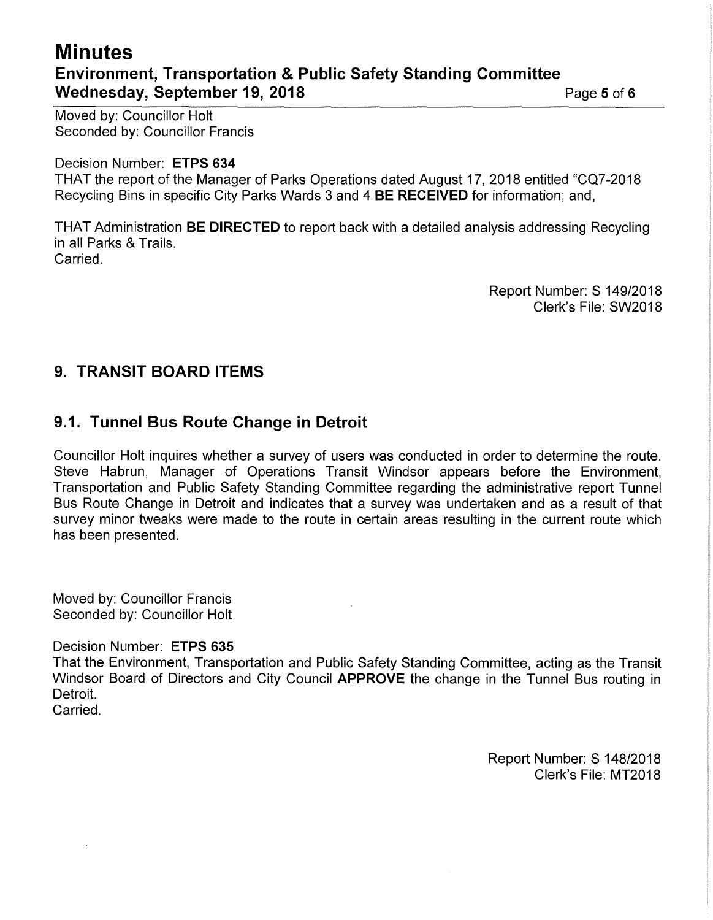Moved by: Councillor Holt
Seconded by: Councillor Francis

Decision Number: **ETPS 634**
THAT the report of the Manager of Parks Operations dated August 17, 2018 entitled "CQ7-2018 Recycling Bins in specific City Parks Wards 3 and 4 **BE RECEIVED** for information; and,

THAT Administration **BE DIRECTED** to report back with a detailed analysis addressing Recycling in all Parks & Trails.
Carried.

Report Number: S 149/2018
Clerk's File: SW2018

## 9. TRANSIT BOARD ITEMS

### 9.1. Tunnel Bus Route Change in Detroit

Councillor Holt inquires whether a survey of users was conducted in order to determine the route. Steve Habrun, Manager of Operations Transit Windsor appears before the Environment, Transportation and Public Safety Standing Committee regarding the administrative report Tunnel Bus Route Change in Detroit and indicates that a survey was undertaken and as a result of that survey minor tweaks were made to the route in certain areas resulting in the current route which has been presented.

Moved by: Councillor Francis
Seconded by: Councillor Holt

Decision Number: **ETPS 635**
That the Environment, Transportation and Public Safety Standing Committee, acting as the Transit Windsor Board of Directors and City Council **APPROVE** the change in the Tunnel Bus routing in Detroit.
Carried.

Report Number: S 148/2018
Clerk's File: MT2018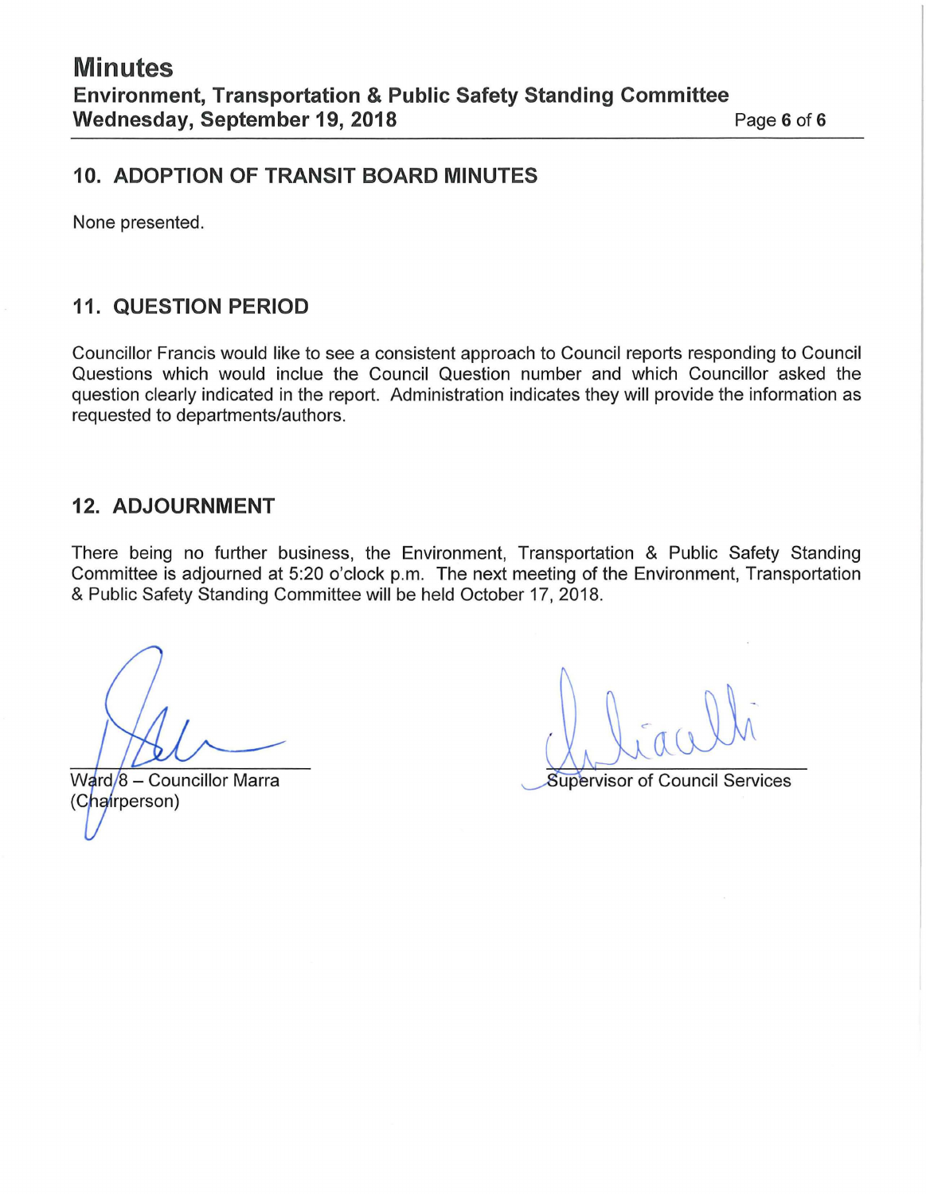## 10. ADOPTION OF TRANSIT BOARD MINUTES

None presented.

## 11. QUESTION PERIOD

Councillor Francis would like to see a consistent approach to Council reports responding to Council Questions which would inclue the Council Question number and which Councillor asked the question clearly indicated in the report. Administration indicates they will provide the information as requested to departments/authors.

## 12. ADJOURNMENT

There being no further business, the Environment, Transportation & Public Safety Standing Committee is adjourned at 5:20 o'clock p.m. The next meeting of the Environment, Transportation & Public Safety Standing Committee will be held October 17, 2018.

Ward 8 – Councillor Marra
(Chairperson)

Supervisor of Council Services